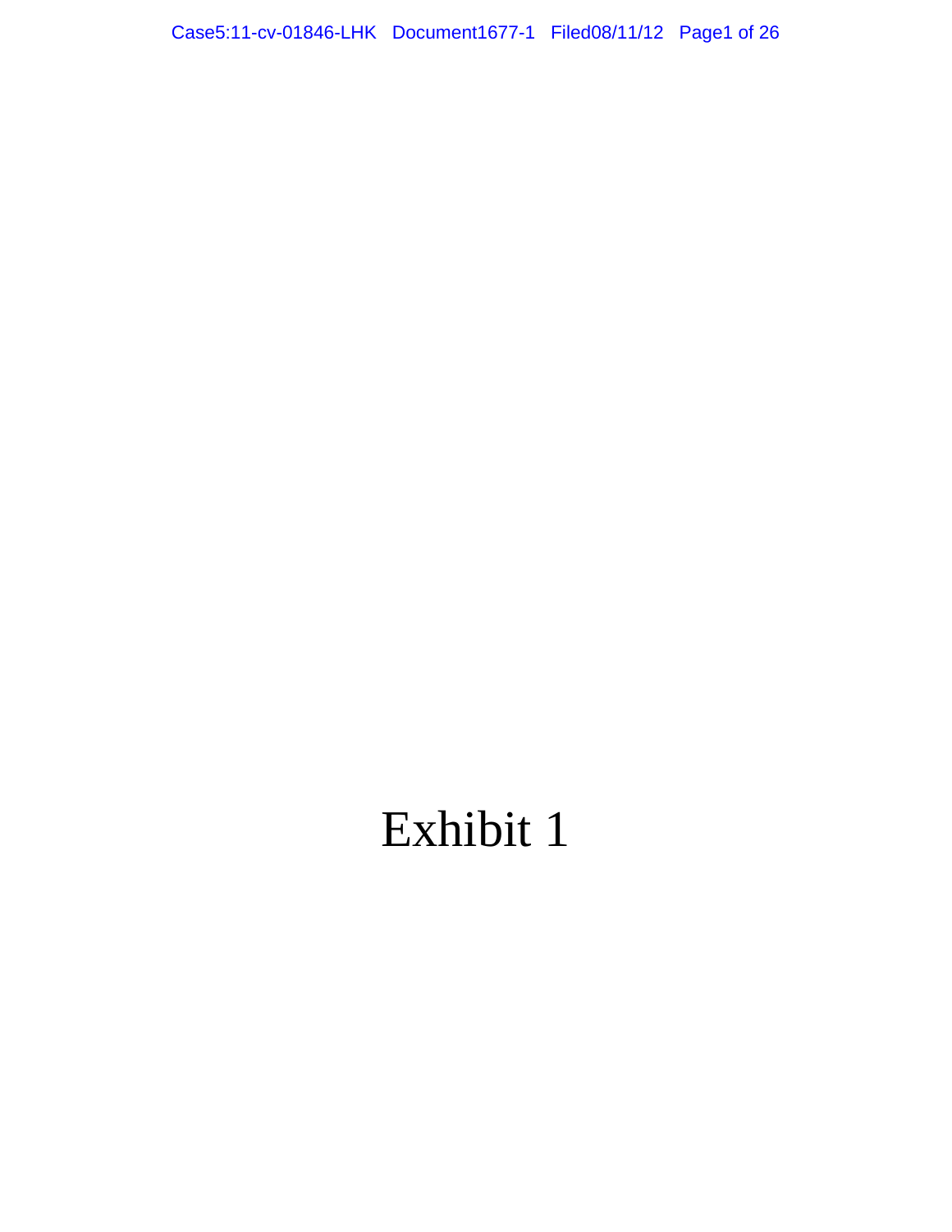# Exhibit 1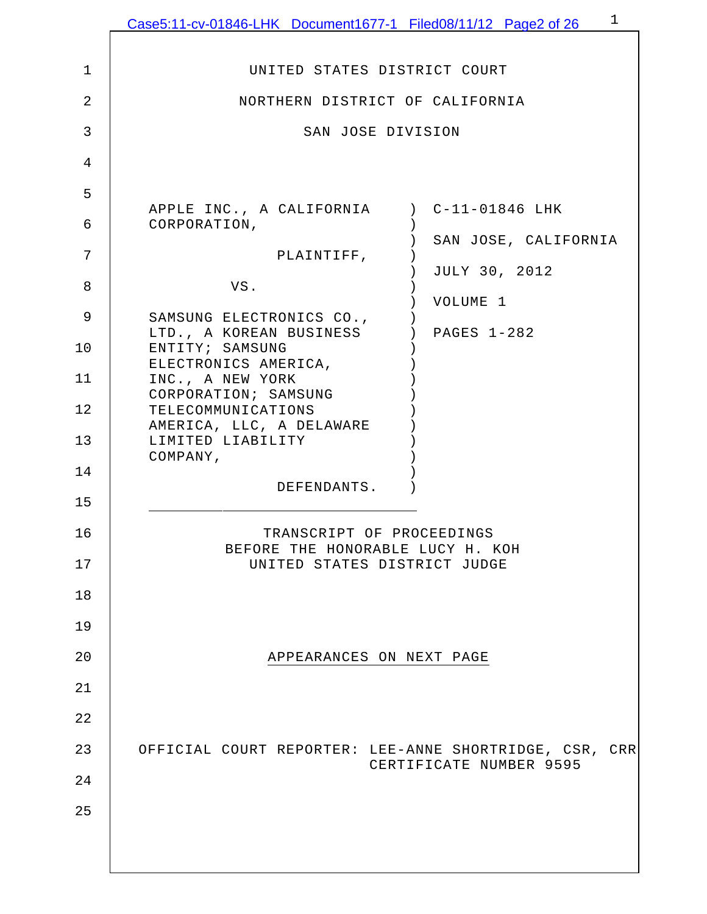UNITED STATES DISTRICT COURT

NORTHERN DISTRICT OF CALIFORNIA

SAN JOSE DIVISION

| | | |
|---|---|---|
| APPLE INC., A CALIFORNIA CORPORATION, | ) | C-11-01846 LHK |
| PLAINTIFF, | ) | SAN JOSE, CALIFORNIA |
| VS. | ) | JULY 30, 2012 |
| SAMSUNG ELECTRONICS CO., LTD., A KOREAN BUSINESS ENTITY; SAMSUNG ELECTRONICS AMERICA, INC., A NEW YORK CORPORATION; SAMSUNG TELECOMMUNICATIONS AMERICA, LLC, A DELAWARE LIMITED LIABILITY COMPANY, | ) | VOLUME 1 |
| DEFENDANTS. | ) | PAGES 1-282 |

TRANSCRIPT OF PROCEEDINGS
BEFORE THE HONORABLE LUCY H. KOH
UNITED STATES DISTRICT JUDGE

APPEARANCES ON NEXT PAGE

OFFICIAL COURT REPORTER: LEE-ANNE SHORTRIDGE, CSR, CRR
CERTIFICATE NUMBER 9595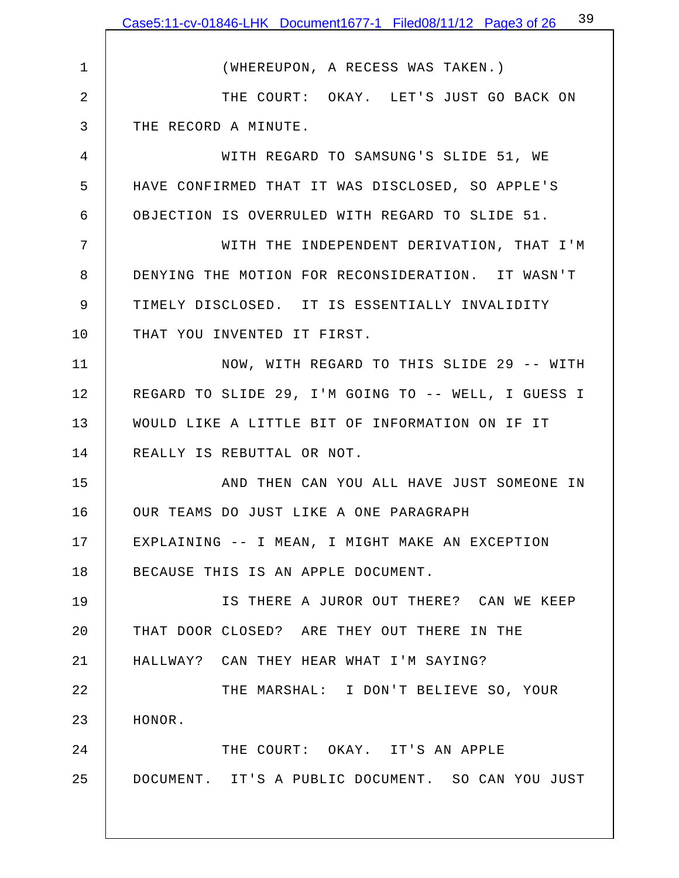1 (WHEREUPON, A RECESS WAS TAKEN.)

2 THE COURT: OKAY. LET'S JUST GO BACK ON

3 THE RECORD A MINUTE.

4 WITH REGARD TO SAMSUNG'S SLIDE 51, WE

5 HAVE CONFIRMED THAT IT WAS DISCLOSED, SO APPLE'S

6 OBJECTION IS OVERRULED WITH REGARD TO SLIDE 51.

7 WITH THE INDEPENDENT DERIVATION, THAT I'M

8 DENYING THE MOTION FOR RECONSIDERATION. IT WASN'T

9 TIMELY DISCLOSED. IT IS ESSENTIALLY INVALIDITY

10 THAT YOU INVENTED IT FIRST.

11 NOW, WITH REGARD TO THIS SLIDE 29 -- WITH

12 REGARD TO SLIDE 29, I'M GOING TO -- WELL, I GUESS I

13 WOULD LIKE A LITTLE BIT OF INFORMATION ON IF IT

14 REALLY IS REBUTTAL OR NOT.

15 AND THEN CAN YOU ALL HAVE JUST SOMEONE IN

16 OUR TEAMS DO JUST LIKE A ONE PARAGRAPH

17 EXPLAINING -- I MEAN, I MIGHT MAKE AN EXCEPTION

18 BECAUSE THIS IS AN APPLE DOCUMENT.

19 IS THERE A JUROR OUT THERE? CAN WE KEEP

20 THAT DOOR CLOSED? ARE THEY OUT THERE IN THE

21 HALLWAY? CAN THEY HEAR WHAT I'M SAYING?

22 THE MARSHAL: I DON'T BELIEVE SO, YOUR

23 HONOR.

24 THE COURT: OKAY. IT'S AN APPLE

25 DOCUMENT. IT'S A PUBLIC DOCUMENT. SO CAN YOU JUST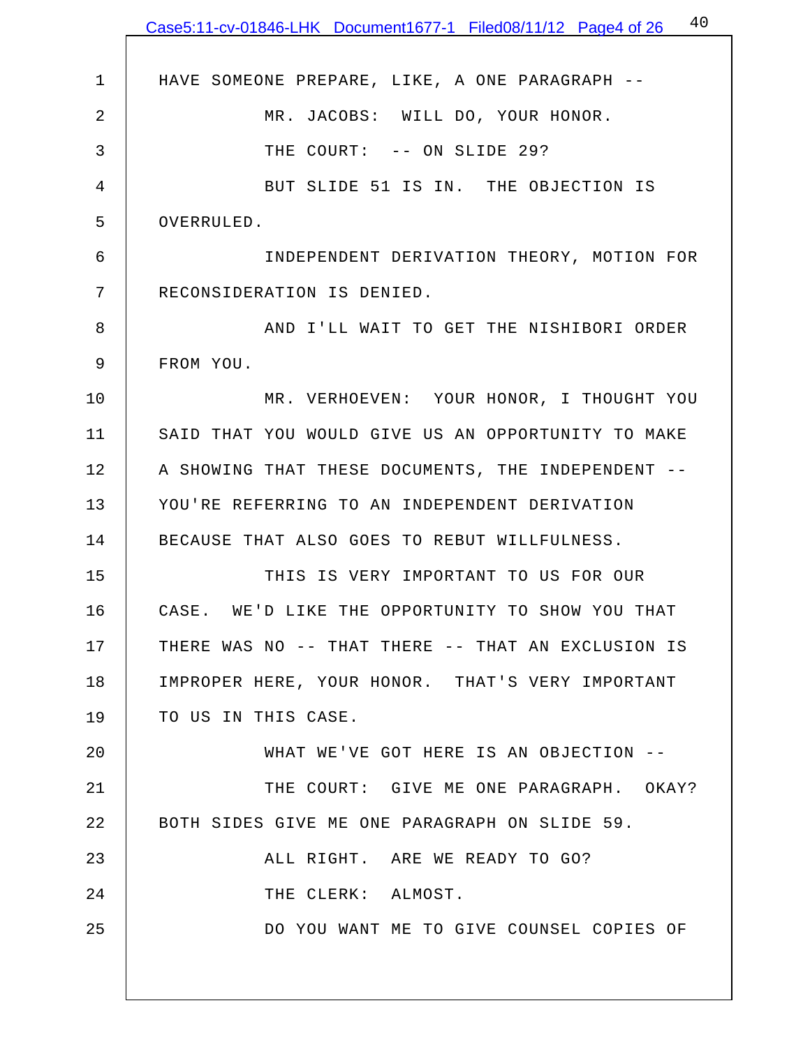HAVE SOMEONE PREPARE, LIKE, A ONE PARAGRAPH --

MR. JACOBS: WILL DO, YOUR HONOR.

THE COURT: -- ON SLIDE 29?

BUT SLIDE 51 IS IN. THE OBJECTION IS OVERRULED.

INDEPENDENT DERIVATION THEORY, MOTION FOR RECONSIDERATION IS DENIED.

AND I'LL WAIT TO GET THE NISHIBORI ORDER FROM YOU.

MR. VERHOEVEN: YOUR HONOR, I THOUGHT YOU SAID THAT YOU WOULD GIVE US AN OPPORTUNITY TO MAKE A SHOWING THAT THESE DOCUMENTS, THE INDEPENDENT -- YOU'RE REFERRING TO AN INDEPENDENT DERIVATION BECAUSE THAT ALSO GOES TO REBUT WILLFULNESS.

THIS IS VERY IMPORTANT TO US FOR OUR CASE. WE'D LIKE THE OPPORTUNITY TO SHOW YOU THAT THERE WAS NO -- THAT THERE -- THAT AN EXCLUSION IS IMPROPER HERE, YOUR HONOR. THAT'S VERY IMPORTANT TO US IN THIS CASE.

WHAT WE'VE GOT HERE IS AN OBJECTION --

THE COURT: GIVE ME ONE PARAGRAPH. OKAY? BOTH SIDES GIVE ME ONE PARAGRAPH ON SLIDE 59.

ALL RIGHT. ARE WE READY TO GO?

THE CLERK: ALMOST.

DO YOU WANT ME TO GIVE COUNSEL COPIES OF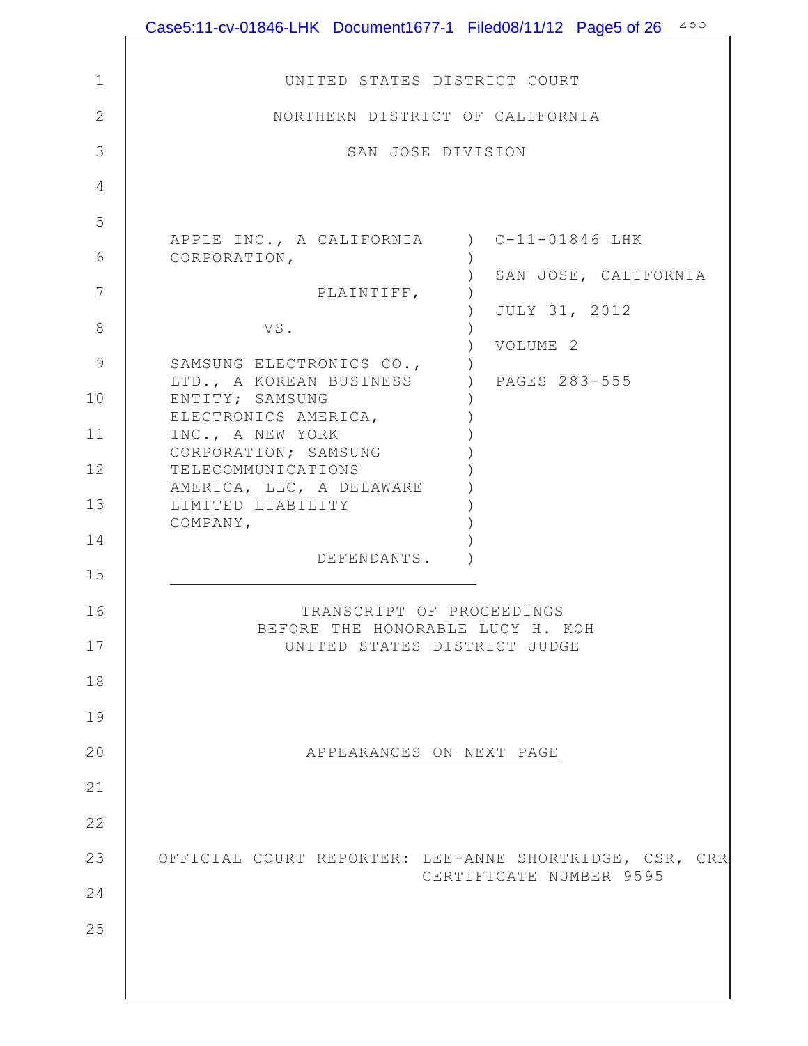UNITED STATES DISTRICT COURT

NORTHERN DISTRICT OF CALIFORNIA

SAN JOSE DIVISION

| | | |
|---|---|---|
| APPLE INC., A CALIFORNIA CORPORATION, | ) | C-11-01846 LHK |
| PLAINTIFF, | ) | SAN JOSE, CALIFORNIA |
| VS. | ) | JULY 31, 2012 |
| SAMSUNG ELECTRONICS CO., LTD., A KOREAN BUSINESS ENTITY; SAMSUNG ELECTRONICS AMERICA, INC., A NEW YORK CORPORATION; SAMSUNG TELECOMMUNICATIONS AMERICA, LLC, A DELAWARE LIMITED LIABILITY COMPANY, | ) | VOLUME 2 |
| DEFENDANTS. | ) | PAGES 283-555 |

TRANSCRIPT OF PROCEEDINGS
BEFORE THE HONORABLE LUCY H. KOH
UNITED STATES DISTRICT JUDGE

APPEARANCES ON NEXT PAGE

OFFICIAL COURT REPORTER: LEE-ANNE SHORTRIDGE, CSR, CRR
CERTIFICATE NUMBER 9595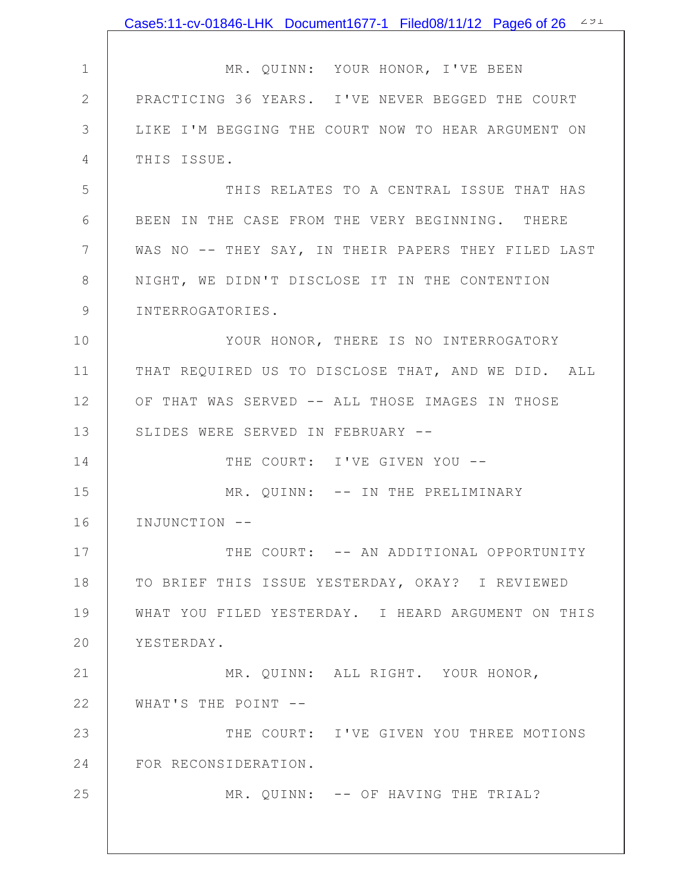MR. QUINN: YOUR HONOR, I'VE BEEN PRACTICING 36 YEARS. I'VE NEVER BEGGED THE COURT LIKE I'M BEGGING THE COURT NOW TO HEAR ARGUMENT ON THIS ISSUE.

THIS RELATES TO A CENTRAL ISSUE THAT HAS BEEN IN THE CASE FROM THE VERY BEGINNING. THERE WAS NO -- THEY SAY, IN THEIR PAPERS THEY FILED LAST NIGHT, WE DIDN'T DISCLOSE IT IN THE CONTENTION INTERROGATORIES.

YOUR HONOR, THERE IS NO INTERROGATORY THAT REQUIRED US TO DISCLOSE THAT, AND WE DID. ALL OF THAT WAS SERVED -- ALL THOSE IMAGES IN THOSE SLIDES WERE SERVED IN FEBRUARY --

THE COURT: I'VE GIVEN YOU --

MR. QUINN: -- IN THE PRELIMINARY INJUNCTION --

THE COURT: -- AN ADDITIONAL OPPORTUNITY TO BRIEF THIS ISSUE YESTERDAY, OKAY? I REVIEWED WHAT YOU FILED YESTERDAY. I HEARD ARGUMENT ON THIS YESTERDAY.

MR. QUINN: ALL RIGHT. YOUR HONOR, WHAT'S THE POINT --

THE COURT: I'VE GIVEN YOU THREE MOTIONS FOR RECONSIDERATION.

MR. QUINN: -- OF HAVING THE TRIAL?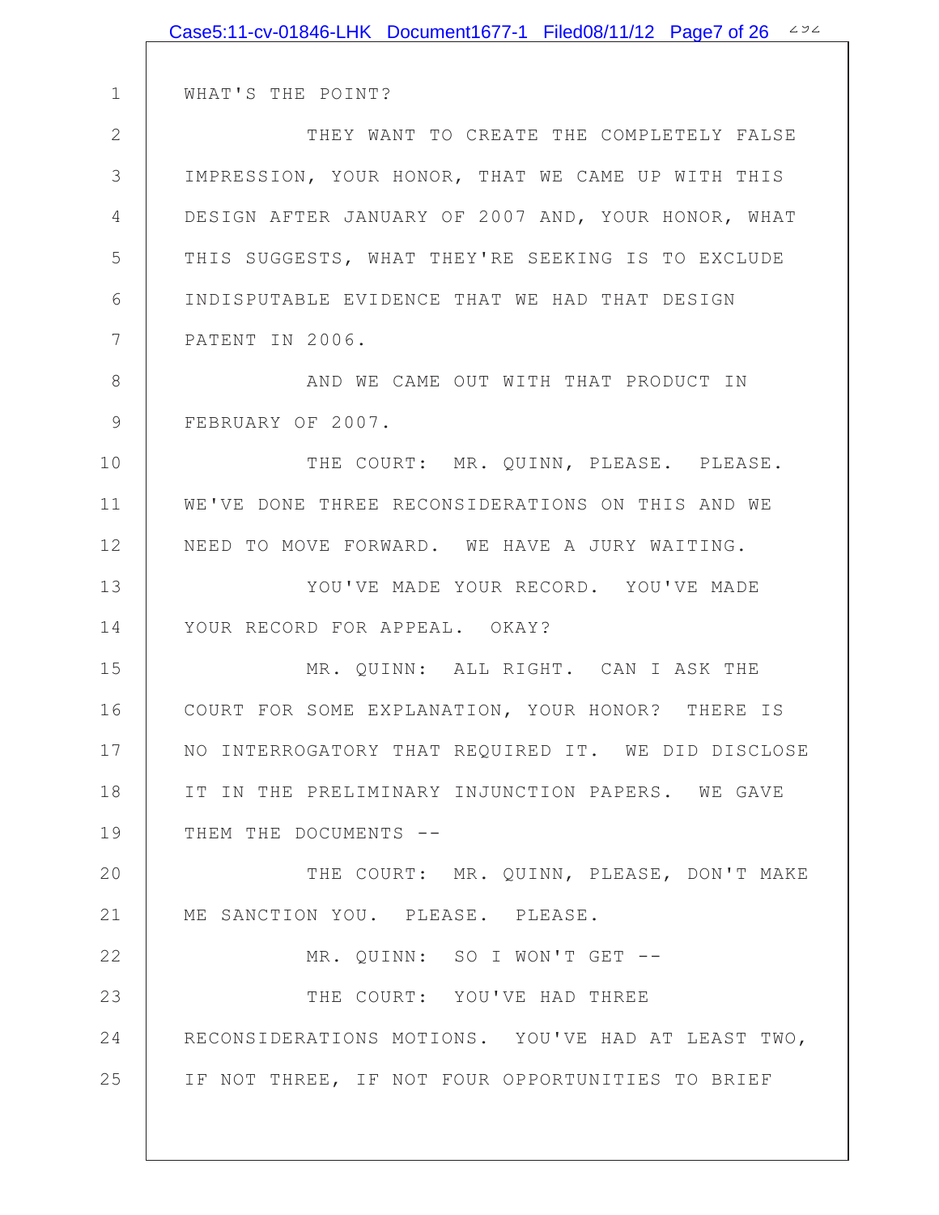WHAT'S THE POINT?

THEY WANT TO CREATE THE COMPLETELY FALSE IMPRESSION, YOUR HONOR, THAT WE CAME UP WITH THIS DESIGN AFTER JANUARY OF 2007 AND, YOUR HONOR, WHAT THIS SUGGESTS, WHAT THEY'RE SEEKING IS TO EXCLUDE INDISPUTABLE EVIDENCE THAT WE HAD THAT DESIGN PATENT IN 2006.

AND WE CAME OUT WITH THAT PRODUCT IN FEBRUARY OF 2007.

THE COURT: MR. QUINN, PLEASE. PLEASE. WE'VE DONE THREE RECONSIDERATIONS ON THIS AND WE NEED TO MOVE FORWARD. WE HAVE A JURY WAITING.

YOU'VE MADE YOUR RECORD. YOU'VE MADE YOUR RECORD FOR APPEAL. OKAY?

MR. QUINN: ALL RIGHT. CAN I ASK THE COURT FOR SOME EXPLANATION, YOUR HONOR? THERE IS NO INTERROGATORY THAT REQUIRED IT. WE DID DISCLOSE IT IN THE PRELIMINARY INJUNCTION PAPERS. WE GAVE THEM THE DOCUMENTS --

THE COURT: MR. QUINN, PLEASE, DON'T MAKE ME SANCTION YOU. PLEASE. PLEASE.

MR. QUINN: SO I WON'T GET --

THE COURT: YOU'VE HAD THREE RECONSIDERATIONS MOTIONS. YOU'VE HAD AT LEAST TWO, IF NOT THREE, IF NOT FOUR OPPORTUNITIES TO BRIEF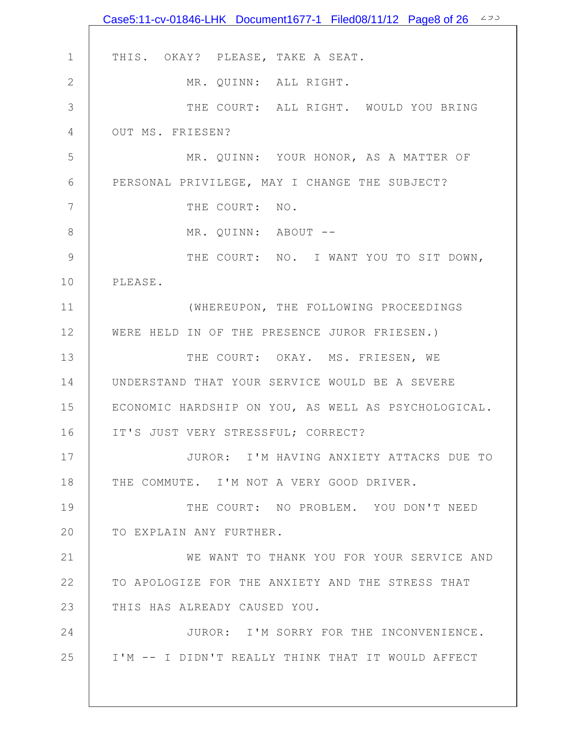THIS. OKAY? PLEASE, TAKE A SEAT.

MR. QUINN: ALL RIGHT.

THE COURT: ALL RIGHT. WOULD YOU BRING OUT MS. FRIESEN?

MR. QUINN: YOUR HONOR, AS A MATTER OF PERSONAL PRIVILEGE, MAY I CHANGE THE SUBJECT?

THE COURT: NO.

MR. QUINN: ABOUT --

THE COURT: NO. I WANT YOU TO SIT DOWN, PLEASE.

(WHEREUPON, THE FOLLOWING PROCEEDINGS WERE HELD IN OF THE PRESENCE JUROR FRIESEN.)

THE COURT: OKAY. MS. FRIESEN, WE UNDERSTAND THAT YOUR SERVICE WOULD BE A SEVERE ECONOMIC HARDSHIP ON YOU, AS WELL AS PSYCHOLOGICAL. IT'S JUST VERY STRESSFUL; CORRECT?

JUROR: I'M HAVING ANXIETY ATTACKS DUE TO THE COMMUTE. I'M NOT A VERY GOOD DRIVER.

THE COURT: NO PROBLEM. YOU DON'T NEED TO EXPLAIN ANY FURTHER.

WE WANT TO THANK YOU FOR YOUR SERVICE AND TO APOLOGIZE FOR THE ANXIETY AND THE STRESS THAT THIS HAS ALREADY CAUSED YOU.

JUROR: I'M SORRY FOR THE INCONVENIENCE. I'M -- I DIDN'T REALLY THINK THAT IT WOULD AFFECT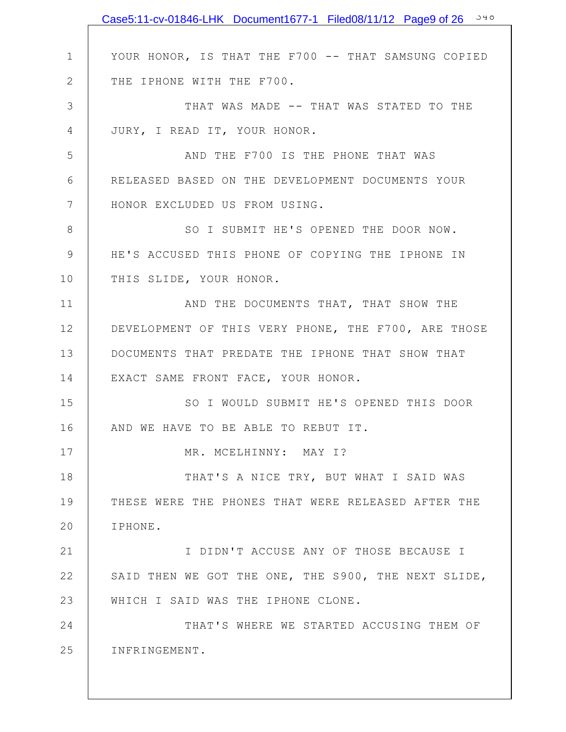YOUR HONOR, IS THAT THE F700 -- THAT SAMSUNG COPIED THE IPHONE WITH THE F700.

THAT WAS MADE -- THAT WAS STATED TO THE JURY, I READ IT, YOUR HONOR.

AND THE F700 IS THE PHONE THAT WAS RELEASED BASED ON THE DEVELOPMENT DOCUMENTS YOUR HONOR EXCLUDED US FROM USING.

SO I SUBMIT HE'S OPENED THE DOOR NOW. HE'S ACCUSED THIS PHONE OF COPYING THE IPHONE IN THIS SLIDE, YOUR HONOR.

AND THE DOCUMENTS THAT, THAT SHOW THE DEVELOPMENT OF THIS VERY PHONE, THE F700, ARE THOSE DOCUMENTS THAT PREDATE THE IPHONE THAT SHOW THAT EXACT SAME FRONT FACE, YOUR HONOR.

SO I WOULD SUBMIT HE'S OPENED THIS DOOR AND WE HAVE TO BE ABLE TO REBUT IT.

MR. MCELHINNY: MAY I?

THAT'S A NICE TRY, BUT WHAT I SAID WAS THESE WERE THE PHONES THAT WERE RELEASED AFTER THE IPHONE.

I DIDN'T ACCUSE ANY OF THOSE BECAUSE I SAID THEN WE GOT THE ONE, THE S900, THE NEXT SLIDE, WHICH I SAID WAS THE IPHONE CLONE.

THAT'S WHERE WE STARTED ACCUSING THEM OF INFRINGEMENT.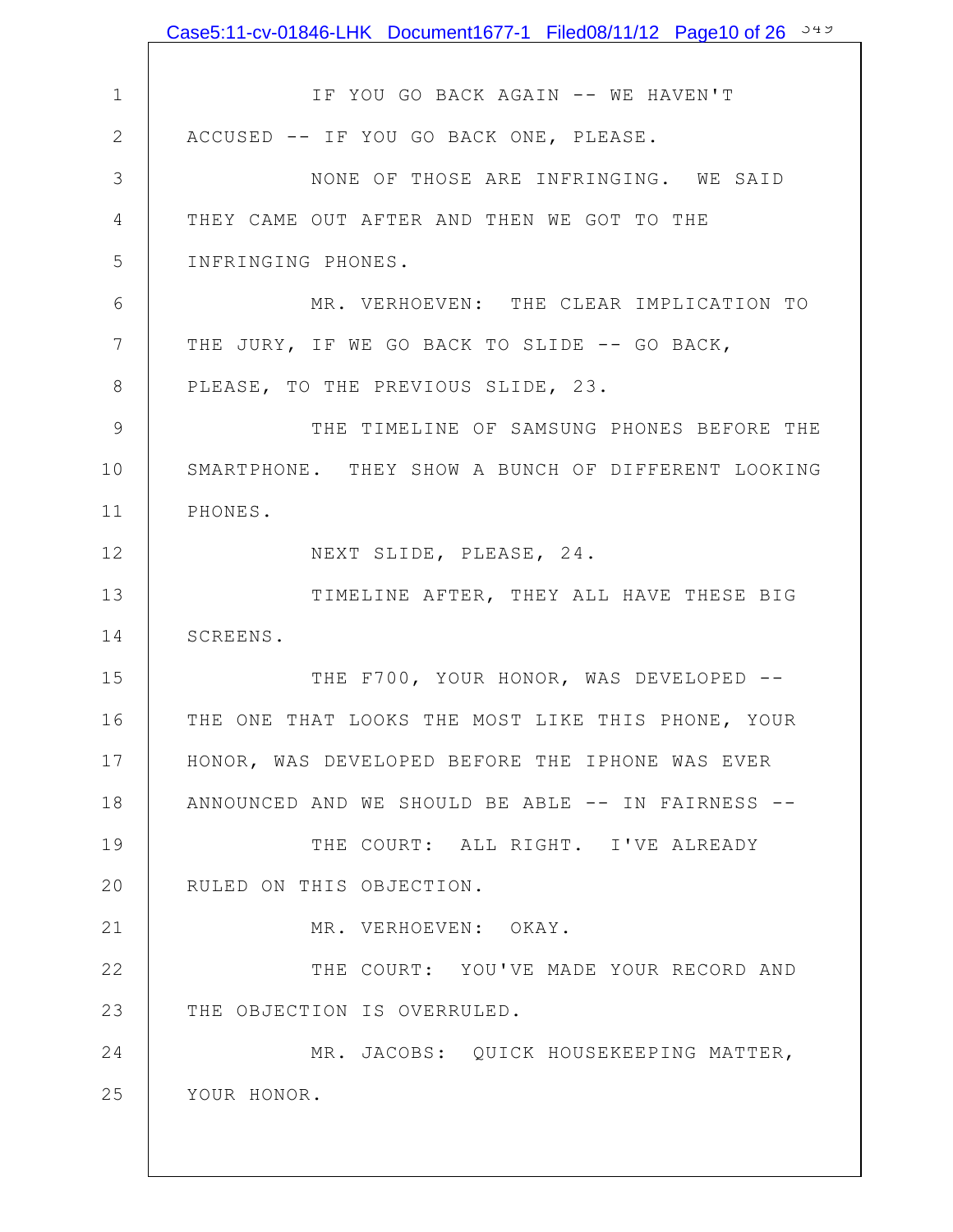IF YOU GO BACK AGAIN -- WE HAVEN'T ACCUSED -- IF YOU GO BACK ONE, PLEASE.

NONE OF THOSE ARE INFRINGING. WE SAID THEY CAME OUT AFTER AND THEN WE GOT TO THE INFRINGING PHONES.

MR. VERHOEVEN: THE CLEAR IMPLICATION TO THE JURY, IF WE GO BACK TO SLIDE -- GO BACK, PLEASE, TO THE PREVIOUS SLIDE, 23.

THE TIMELINE OF SAMSUNG PHONES BEFORE THE SMARTPHONE. THEY SHOW A BUNCH OF DIFFERENT LOOKING PHONES.

NEXT SLIDE, PLEASE, 24.

TIMELINE AFTER, THEY ALL HAVE THESE BIG SCREENS.

THE F700, YOUR HONOR, WAS DEVELOPED -- THE ONE THAT LOOKS THE MOST LIKE THIS PHONE, YOUR HONOR, WAS DEVELOPED BEFORE THE IPHONE WAS EVER ANNOUNCED AND WE SHOULD BE ABLE -- IN FAIRNESS --

THE COURT: ALL RIGHT. I'VE ALREADY RULED ON THIS OBJECTION.

MR. VERHOEVEN: OKAY.

THE COURT: YOU'VE MADE YOUR RECORD AND THE OBJECTION IS OVERRULED.

MR. JACOBS: QUICK HOUSEKEEPING MATTER, YOUR HONOR.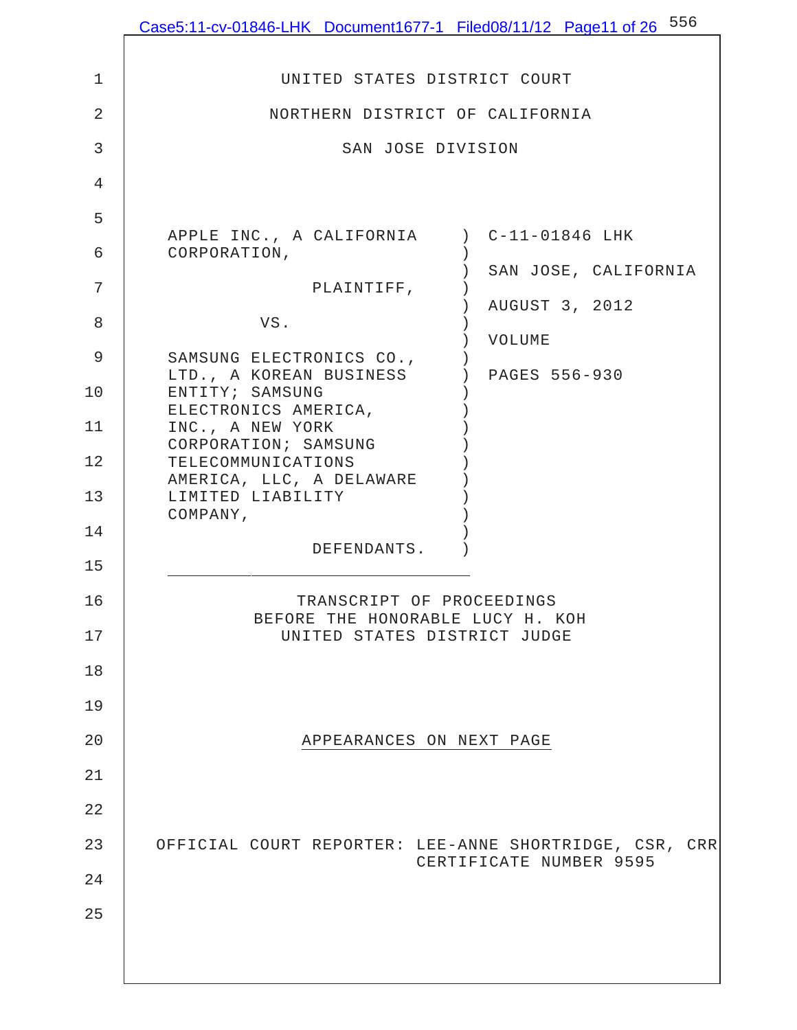UNITED STATES DISTRICT COURT

NORTHERN DISTRICT OF CALIFORNIA

SAN JOSE DIVISION

| | | |
|---|---|---|
| APPLE INC., A CALIFORNIA CORPORATION, | ) | C-11-01846 LHK |
| PLAINTIFF, | ) | SAN JOSE, CALIFORNIA |
| VS. | ) | AUGUST 3, 2012 |
| SAMSUNG ELECTRONICS CO., LTD., A KOREAN BUSINESS ENTITY; SAMSUNG ELECTRONICS AMERICA, INC., A NEW YORK CORPORATION; SAMSUNG TELECOMMUNICATIONS AMERICA, LLC, A DELAWARE LIMITED LIABILITY COMPANY, | ) | VOLUME |
| DEFENDANTS. | ) | PAGES 556-930 |

TRANSCRIPT OF PROCEEDINGS
BEFORE THE HONORABLE LUCY H. KOH
UNITED STATES DISTRICT JUDGE

APPEARANCES ON NEXT PAGE

OFFICIAL COURT REPORTER: LEE-ANNE SHORTRIDGE, CSR, CRR
CERTIFICATE NUMBER 9595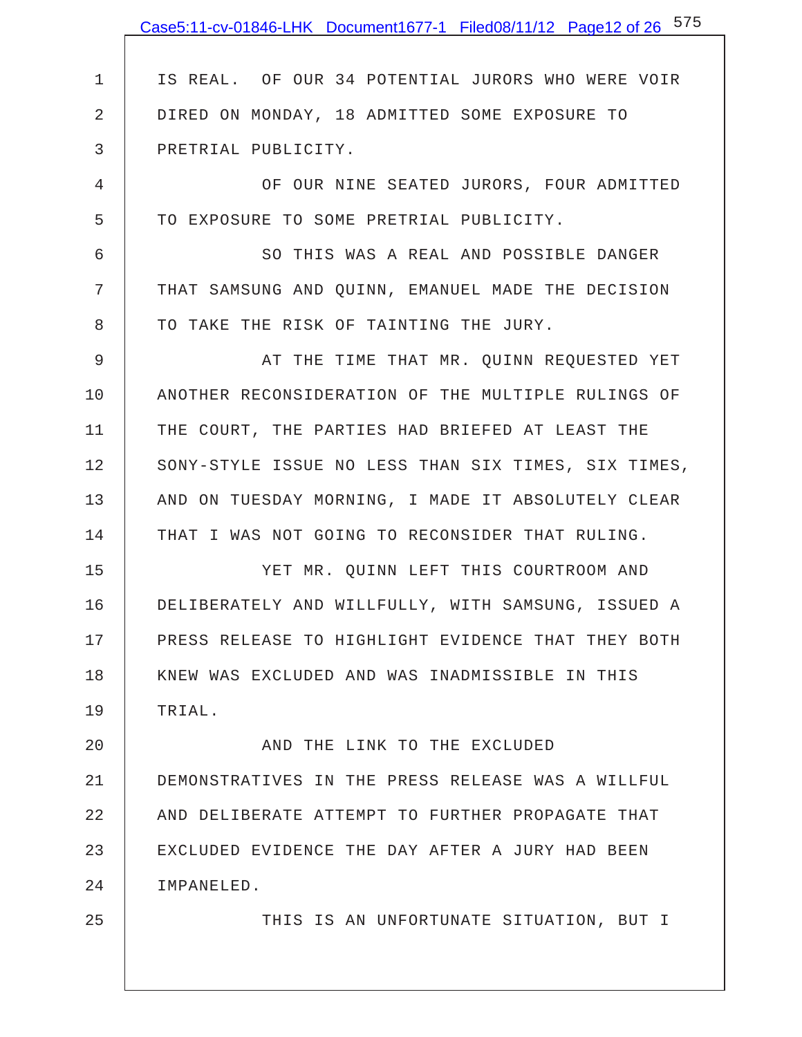IS REAL. OF OUR 34 POTENTIAL JURORS WHO WERE VOIR DIRED ON MONDAY, 18 ADMITTED SOME EXPOSURE TO PRETRIAL PUBLICITY.

OF OUR NINE SEATED JURORS, FOUR ADMITTED TO EXPOSURE TO SOME PRETRIAL PUBLICITY.

SO THIS WAS A REAL AND POSSIBLE DANGER THAT SAMSUNG AND QUINN, EMANUEL MADE THE DECISION TO TAKE THE RISK OF TAINTING THE JURY.

AT THE TIME THAT MR. QUINN REQUESTED YET ANOTHER RECONSIDERATION OF THE MULTIPLE RULINGS OF THE COURT, THE PARTIES HAD BRIEFED AT LEAST THE SONY-STYLE ISSUE NO LESS THAN SIX TIMES, SIX TIMES, AND ON TUESDAY MORNING, I MADE IT ABSOLUTELY CLEAR THAT I WAS NOT GOING TO RECONSIDER THAT RULING.

YET MR. QUINN LEFT THIS COURTROOM AND DELIBERATELY AND WILLFULLY, WITH SAMSUNG, ISSUED A PRESS RELEASE TO HIGHLIGHT EVIDENCE THAT THEY BOTH KNEW WAS EXCLUDED AND WAS INADMISSIBLE IN THIS TRIAL.

AND THE LINK TO THE EXCLUDED DEMONSTRATIVES IN THE PRESS RELEASE WAS A WILLFUL AND DELIBERATE ATTEMPT TO FURTHER PROPAGATE THAT EXCLUDED EVIDENCE THE DAY AFTER A JURY HAD BEEN IMPANELED.

THIS IS AN UNFORTUNATE SITUATION, BUT I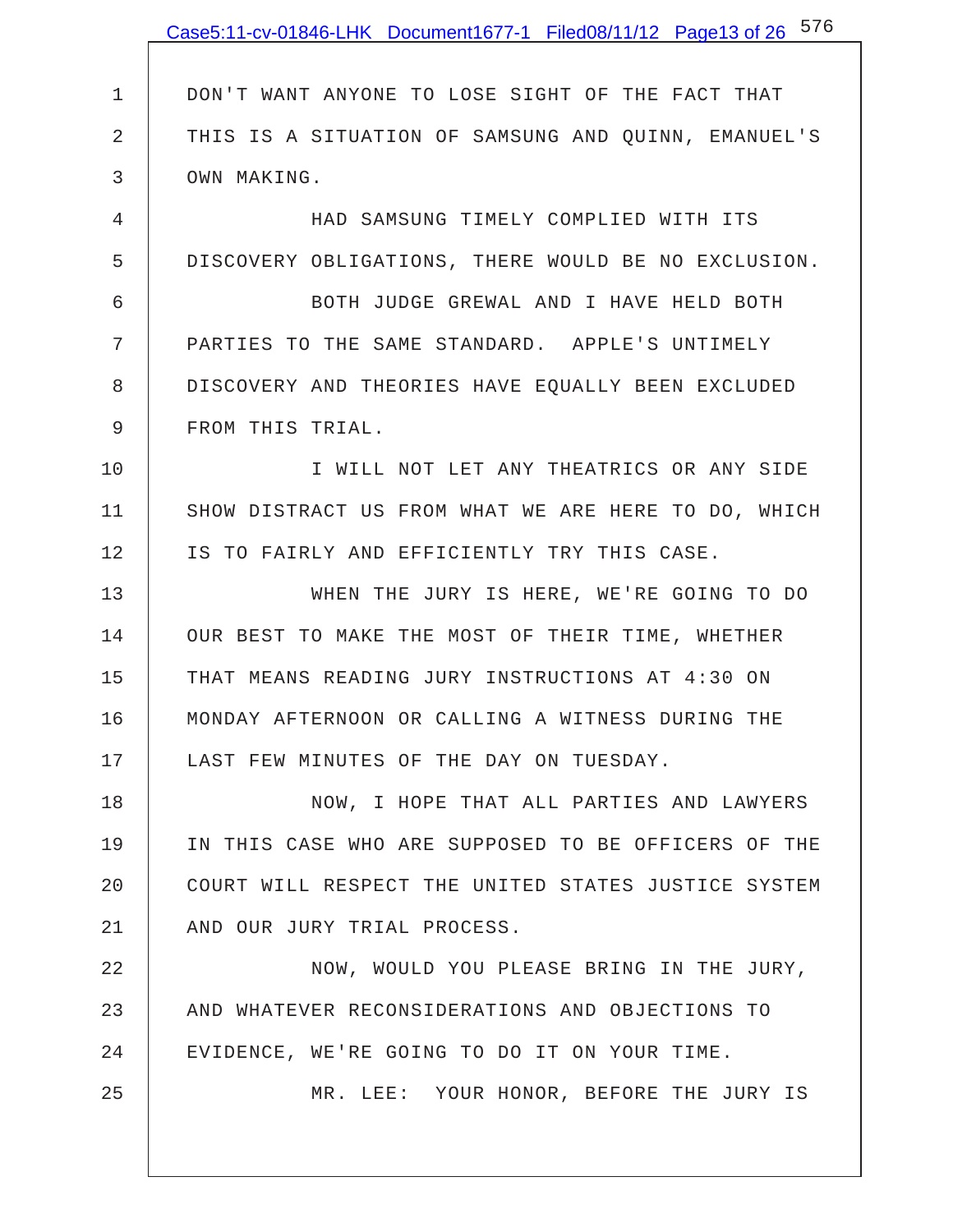DON'T WANT ANYONE TO LOSE SIGHT OF THE FACT THAT THIS IS A SITUATION OF SAMSUNG AND QUINN, EMANUEL'S OWN MAKING.

HAD SAMSUNG TIMELY COMPLIED WITH ITS DISCOVERY OBLIGATIONS, THERE WOULD BE NO EXCLUSION.

BOTH JUDGE GREWAL AND I HAVE HELD BOTH PARTIES TO THE SAME STANDARD. APPLE'S UNTIMELY DISCOVERY AND THEORIES HAVE EQUALLY BEEN EXCLUDED FROM THIS TRIAL.

I WILL NOT LET ANY THEATRICS OR ANY SIDE SHOW DISTRACT US FROM WHAT WE ARE HERE TO DO, WHICH IS TO FAIRLY AND EFFICIENTLY TRY THIS CASE.

WHEN THE JURY IS HERE, WE'RE GOING TO DO OUR BEST TO MAKE THE MOST OF THEIR TIME, WHETHER THAT MEANS READING JURY INSTRUCTIONS AT 4:30 ON MONDAY AFTERNOON OR CALLING A WITNESS DURING THE LAST FEW MINUTES OF THE DAY ON TUESDAY.

NOW, I HOPE THAT ALL PARTIES AND LAWYERS IN THIS CASE WHO ARE SUPPOSED TO BE OFFICERS OF THE COURT WILL RESPECT THE UNITED STATES JUSTICE SYSTEM AND OUR JURY TRIAL PROCESS.

NOW, WOULD YOU PLEASE BRING IN THE JURY, AND WHATEVER RECONSIDERATIONS AND OBJECTIONS TO EVIDENCE, WE'RE GOING TO DO IT ON YOUR TIME.

MR. LEE: YOUR HONOR, BEFORE THE JURY IS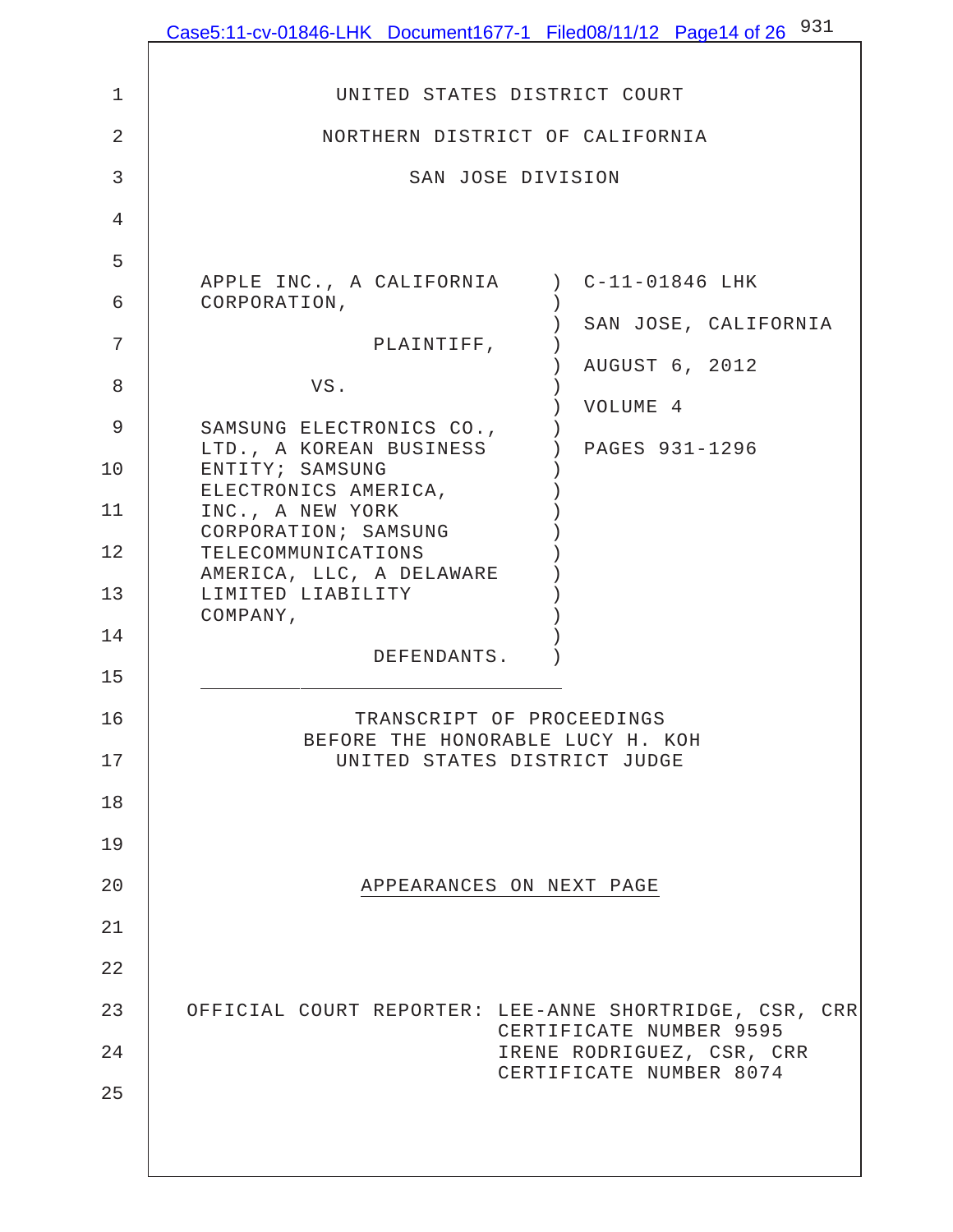UNITED STATES DISTRICT COURT

NORTHERN DISTRICT OF CALIFORNIA

SAN JOSE DIVISION

| | | |
|---|---|---|
| APPLE INC., A CALIFORNIA CORPORATION, | ) | C-11-01846 LHK |
| PLAINTIFF, | ) | SAN JOSE, CALIFORNIA |
| VS. | ) | AUGUST 6, 2012 |
| SAMSUNG ELECTRONICS CO., LTD., A KOREAN BUSINESS ENTITY; SAMSUNG ELECTRONICS AMERICA, INC., A NEW YORK CORPORATION; SAMSUNG TELECOMMUNICATIONS AMERICA, LLC, A DELAWARE LIMITED LIABILITY COMPANY, | ) | VOLUME 4 |
| DEFENDANTS. | ) | PAGES 931-1296 |

TRANSCRIPT OF PROCEEDINGS
BEFORE THE HONORABLE LUCY H. KOH
UNITED STATES DISTRICT JUDGE

APPEARANCES ON NEXT PAGE

OFFICIAL COURT REPORTER: LEE-ANNE SHORTRIDGE, CSR, CRR
CERTIFICATE NUMBER 9595
IRENE RODRIGUEZ, CSR, CRR
CERTIFICATE NUMBER 8074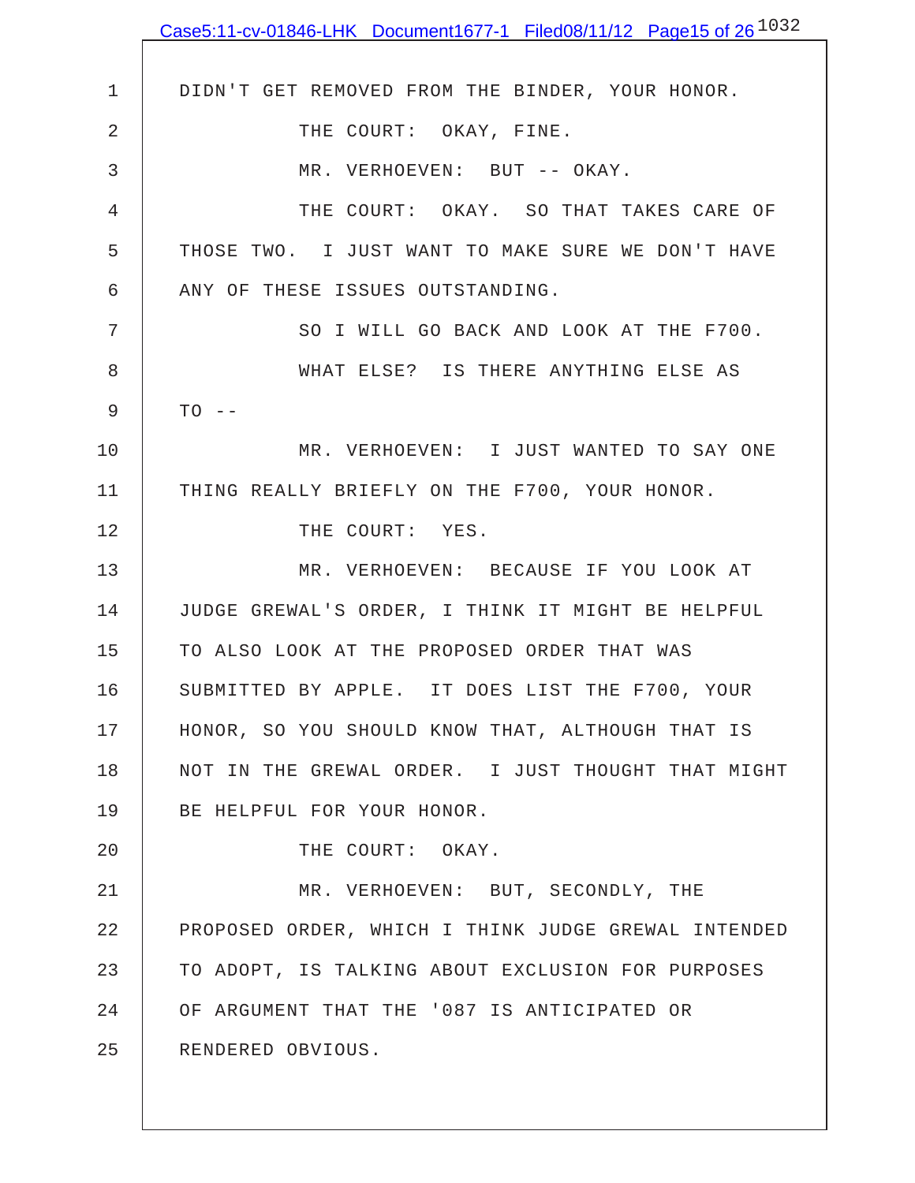DIDN'T GET REMOVED FROM THE BINDER, YOUR HONOR.

THE COURT: OKAY, FINE.

MR. VERHOEVEN: BUT -- OKAY.

THE COURT: OKAY. SO THAT TAKES CARE OF THOSE TWO. I JUST WANT TO MAKE SURE WE DON'T HAVE ANY OF THESE ISSUES OUTSTANDING.

SO I WILL GO BACK AND LOOK AT THE F700.

WHAT ELSE? IS THERE ANYTHING ELSE AS TO --

MR. VERHOEVEN: I JUST WANTED TO SAY ONE THING REALLY BRIEFLY ON THE F700, YOUR HONOR.

THE COURT: YES.

MR. VERHOEVEN: BECAUSE IF YOU LOOK AT JUDGE GREWAL'S ORDER, I THINK IT MIGHT BE HELPFUL TO ALSO LOOK AT THE PROPOSED ORDER THAT WAS SUBMITTED BY APPLE. IT DOES LIST THE F700, YOUR HONOR, SO YOU SHOULD KNOW THAT, ALTHOUGH THAT IS NOT IN THE GREWAL ORDER. I JUST THOUGHT THAT MIGHT BE HELPFUL FOR YOUR HONOR.

THE COURT: OKAY.

MR. VERHOEVEN: BUT, SECONDLY, THE PROPOSED ORDER, WHICH I THINK JUDGE GREWAL INTENDED TO ADOPT, IS TALKING ABOUT EXCLUSION FOR PURPOSES OF ARGUMENT THAT THE '087 IS ANTICIPATED OR RENDERED OBVIOUS.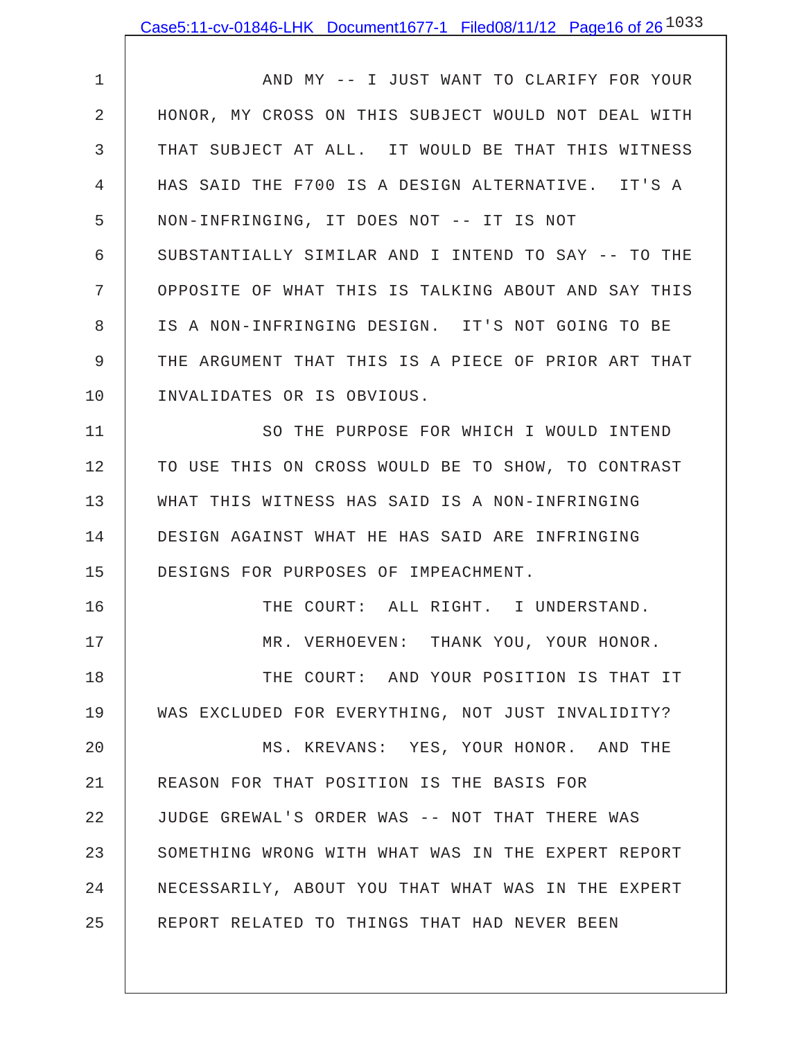AND MY -- I JUST WANT TO CLARIFY FOR YOUR HONOR, MY CROSS ON THIS SUBJECT WOULD NOT DEAL WITH THAT SUBJECT AT ALL. IT WOULD BE THAT THIS WITNESS HAS SAID THE F700 IS A DESIGN ALTERNATIVE. IT'S A NON-INFRINGING, IT DOES NOT -- IT IS NOT SUBSTANTIALLY SIMILAR AND I INTEND TO SAY -- TO THE OPPOSITE OF WHAT THIS IS TALKING ABOUT AND SAY THIS IS A NON-INFRINGING DESIGN. IT'S NOT GOING TO BE THE ARGUMENT THAT THIS IS A PIECE OF PRIOR ART THAT INVALIDATES OR IS OBVIOUS.

SO THE PURPOSE FOR WHICH I WOULD INTEND TO USE THIS ON CROSS WOULD BE TO SHOW, TO CONTRAST WHAT THIS WITNESS HAS SAID IS A NON-INFRINGING DESIGN AGAINST WHAT HE HAS SAID ARE INFRINGING DESIGNS FOR PURPOSES OF IMPEACHMENT.

THE COURT: ALL RIGHT. I UNDERSTAND.

MR. VERHOEVEN: THANK YOU, YOUR HONOR.

THE COURT: AND YOUR POSITION IS THAT IT WAS EXCLUDED FOR EVERYTHING, NOT JUST INVALIDITY?

MS. KREVANS: YES, YOUR HONOR. AND THE REASON FOR THAT POSITION IS THE BASIS FOR JUDGE GREWAL'S ORDER WAS -- NOT THAT THERE WAS SOMETHING WRONG WITH WHAT WAS IN THE EXPERT REPORT NECESSARILY, ABOUT YOU THAT WHAT WAS IN THE EXPERT REPORT RELATED TO THINGS THAT HAD NEVER BEEN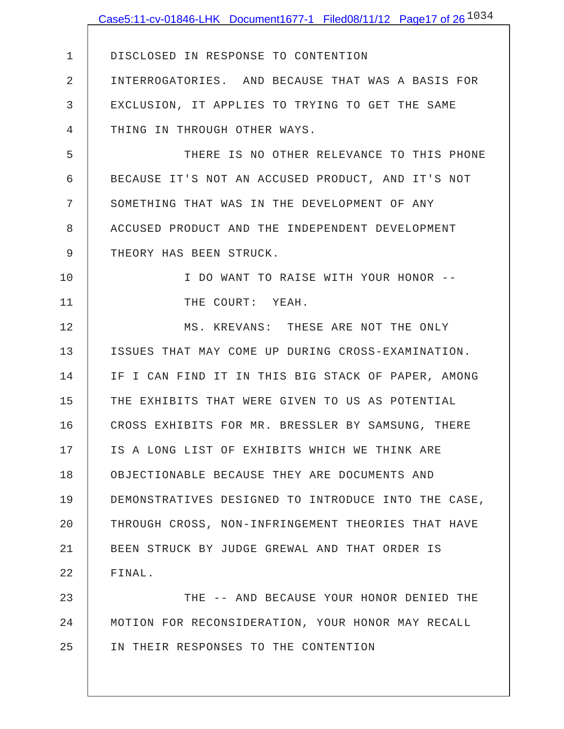1 DISCLOSED IN RESPONSE TO CONTENTION
2 INTERROGATORIES. AND BECAUSE THAT WAS A BASIS FOR
3 EXCLUSION, IT APPLIES TO TRYING TO GET THE SAME
4 THING IN THROUGH OTHER WAYS.
5 THERE IS NO OTHER RELEVANCE TO THIS PHONE
6 BECAUSE IT'S NOT AN ACCUSED PRODUCT, AND IT'S NOT
7 SOMETHING THAT WAS IN THE DEVELOPMENT OF ANY
8 ACCUSED PRODUCT AND THE INDEPENDENT DEVELOPMENT
9 THEORY HAS BEEN STRUCK.
10 I DO WANT TO RAISE WITH YOUR HONOR --
11 THE COURT: YEAH.
12 MS. KREVANS: THESE ARE NOT THE ONLY
13 ISSUES THAT MAY COME UP DURING CROSS-EXAMINATION.
14 IF I CAN FIND IT IN THIS BIG STACK OF PAPER, AMONG
15 THE EXHIBITS THAT WERE GIVEN TO US AS POTENTIAL
16 CROSS EXHIBITS FOR MR. BRESSLER BY SAMSUNG, THERE
17 IS A LONG LIST OF EXHIBITS WHICH WE THINK ARE
18 OBJECTIONABLE BECAUSE THEY ARE DOCUMENTS AND
19 DEMONSTRATIVES DESIGNED TO INTRODUCE INTO THE CASE,
20 THROUGH CROSS, NON-INFRINGEMENT THEORIES THAT HAVE
21 BEEN STRUCK BY JUDGE GREWAL AND THAT ORDER IS
22 FINAL.
23 THE -- AND BECAUSE YOUR HONOR DENIED THE
24 MOTION FOR RECONSIDERATION, YOUR HONOR MAY RECALL
25 IN THEIR RESPONSES TO THE CONTENTION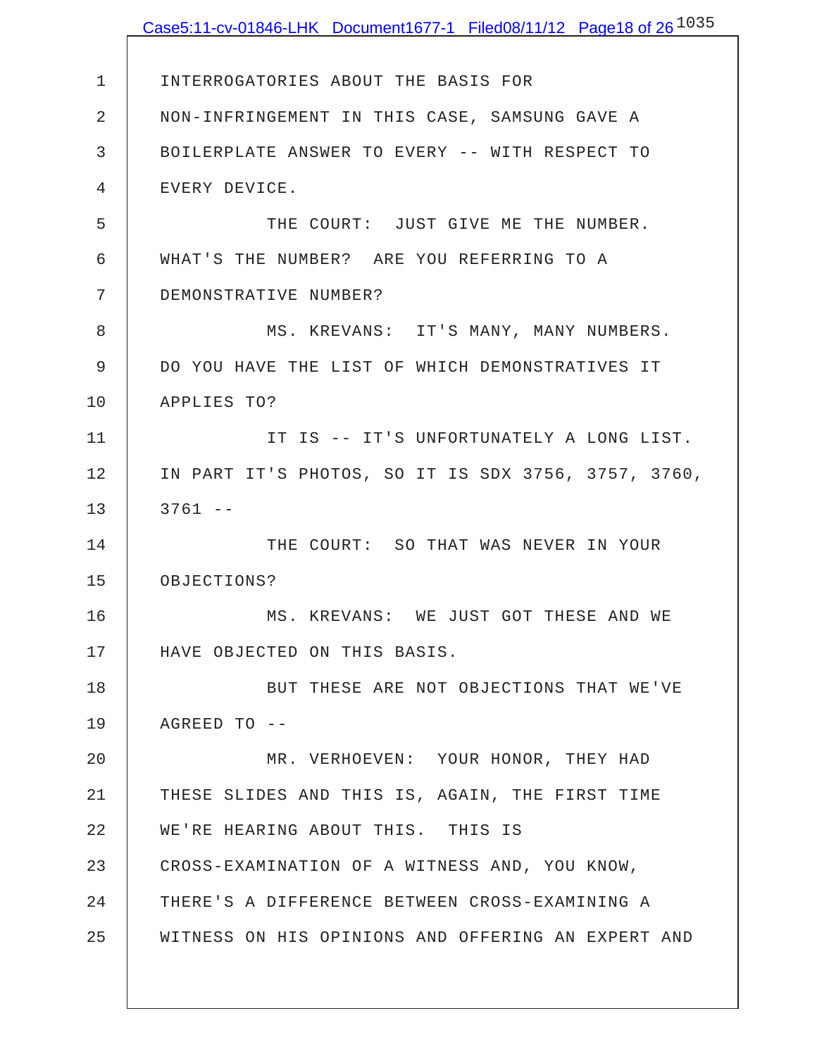INTERROGATORIES ABOUT THE BASIS FOR NON-INFRINGEMENT IN THIS CASE, SAMSUNG GAVE A BOILERPLATE ANSWER TO EVERY -- WITH RESPECT TO EVERY DEVICE.

THE COURT: JUST GIVE ME THE NUMBER. WHAT'S THE NUMBER? ARE YOU REFERRING TO A DEMONSTRATIVE NUMBER?

MS. KREVANS: IT'S MANY, MANY NUMBERS. DO YOU HAVE THE LIST OF WHICH DEMONSTRATIVES IT APPLIES TO?

IT IS -- IT'S UNFORTUNATELY A LONG LIST. IN PART IT'S PHOTOS, SO IT IS SDX 3756, 3757, 3760, 3761 --

THE COURT: SO THAT WAS NEVER IN YOUR OBJECTIONS?

MS. KREVANS: WE JUST GOT THESE AND WE HAVE OBJECTED ON THIS BASIS.

BUT THESE ARE NOT OBJECTIONS THAT WE'VE AGREED TO --

MR. VERHOEVEN: YOUR HONOR, THEY HAD THESE SLIDES AND THIS IS, AGAIN, THE FIRST TIME WE'RE HEARING ABOUT THIS. THIS IS CROSS-EXAMINATION OF A WITNESS AND, YOU KNOW, THERE'S A DIFFERENCE BETWEEN CROSS-EXAMINING A WITNESS ON HIS OPINIONS AND OFFERING AN EXPERT AND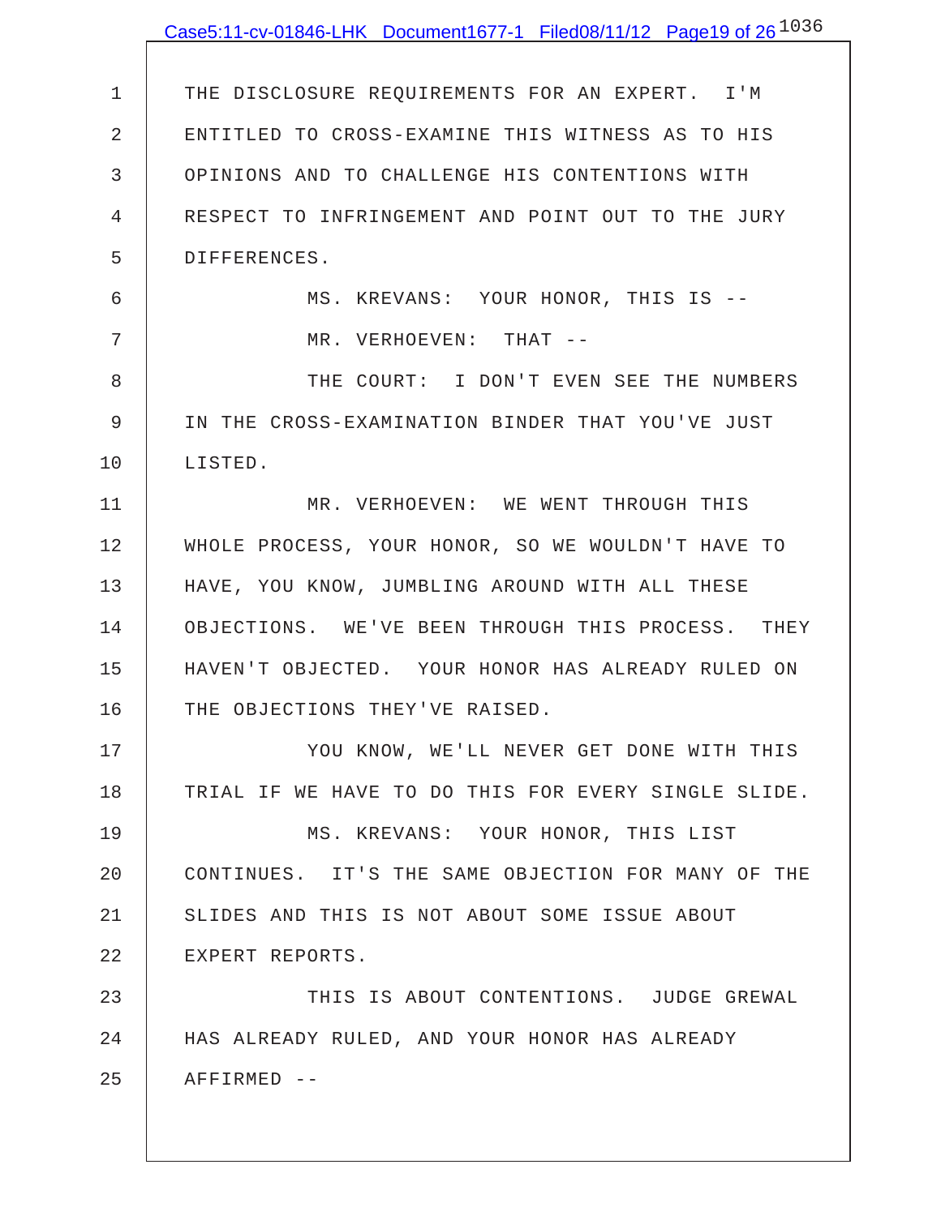THE DISCLOSURE REQUIREMENTS FOR AN EXPERT. I'M ENTITLED TO CROSS-EXAMINE THIS WITNESS AS TO HIS OPINIONS AND TO CHALLENGE HIS CONTENTIONS WITH RESPECT TO INFRINGEMENT AND POINT OUT TO THE JURY DIFFERENCES.

MS. KREVANS: YOUR HONOR, THIS IS --

MR. VERHOEVEN: THAT --

THE COURT: I DON'T EVEN SEE THE NUMBERS IN THE CROSS-EXAMINATION BINDER THAT YOU'VE JUST LISTED.

MR. VERHOEVEN: WE WENT THROUGH THIS WHOLE PROCESS, YOUR HONOR, SO WE WOULDN'T HAVE TO HAVE, YOU KNOW, JUMBLING AROUND WITH ALL THESE OBJECTIONS. WE'VE BEEN THROUGH THIS PROCESS. THEY HAVEN'T OBJECTED. YOUR HONOR HAS ALREADY RULED ON THE OBJECTIONS THEY'VE RAISED.

YOU KNOW, WE'LL NEVER GET DONE WITH THIS TRIAL IF WE HAVE TO DO THIS FOR EVERY SINGLE SLIDE.

MS. KREVANS: YOUR HONOR, THIS LIST CONTINUES. IT'S THE SAME OBJECTION FOR MANY OF THE SLIDES AND THIS IS NOT ABOUT SOME ISSUE ABOUT EXPERT REPORTS.

THIS IS ABOUT CONTENTIONS. JUDGE GREWAL HAS ALREADY RULED, AND YOUR HONOR HAS ALREADY AFFIRMED --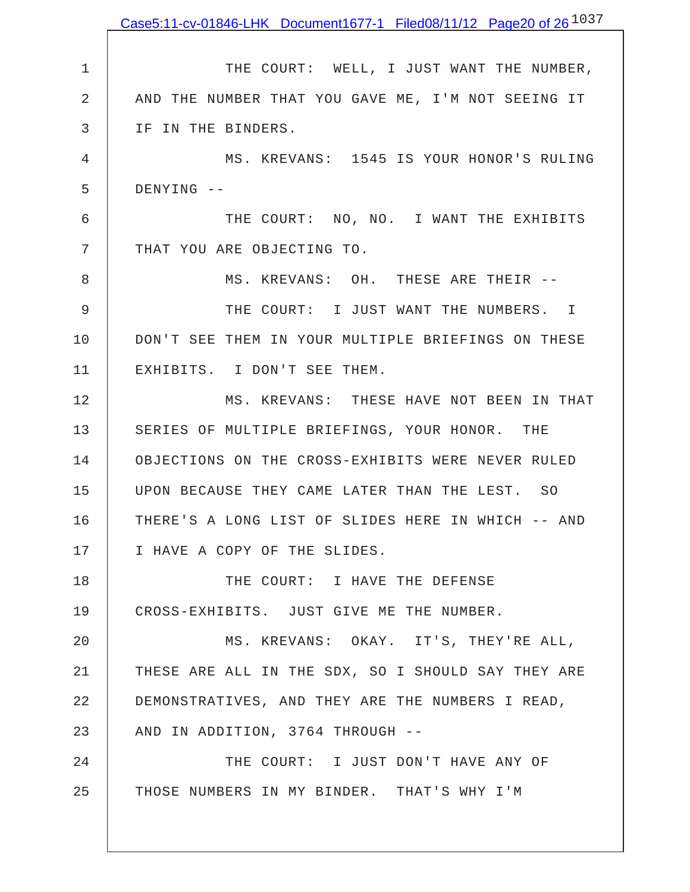THE COURT: WELL, I JUST WANT THE NUMBER, AND THE NUMBER THAT YOU GAVE ME, I'M NOT SEEING IT IF IN THE BINDERS.

MS. KREVANS: 1545 IS YOUR HONOR'S RULING DENYING --

THE COURT: NO, NO. I WANT THE EXHIBITS THAT YOU ARE OBJECTING TO.

MS. KREVANS: OH. THESE ARE THEIR --

THE COURT: I JUST WANT THE NUMBERS. I DON'T SEE THEM IN YOUR MULTIPLE BRIEFINGS ON THESE EXHIBITS. I DON'T SEE THEM.

MS. KREVANS: THESE HAVE NOT BEEN IN THAT SERIES OF MULTIPLE BRIEFINGS, YOUR HONOR. THE OBJECTIONS ON THE CROSS-EXHIBITS WERE NEVER RULED UPON BECAUSE THEY CAME LATER THAN THE LEST. SO THERE'S A LONG LIST OF SLIDES HERE IN WHICH -- AND I HAVE A COPY OF THE SLIDES.

THE COURT: I HAVE THE DEFENSE CROSS-EXHIBITS. JUST GIVE ME THE NUMBER.

MS. KREVANS: OKAY. IT'S, THEY'RE ALL, THESE ARE ALL IN THE SDX, SO I SHOULD SAY THEY ARE DEMONSTRATIVES, AND THEY ARE THE NUMBERS I READ, AND IN ADDITION, 3764 THROUGH --

THE COURT: I JUST DON'T HAVE ANY OF THOSE NUMBERS IN MY BINDER. THAT'S WHY I'M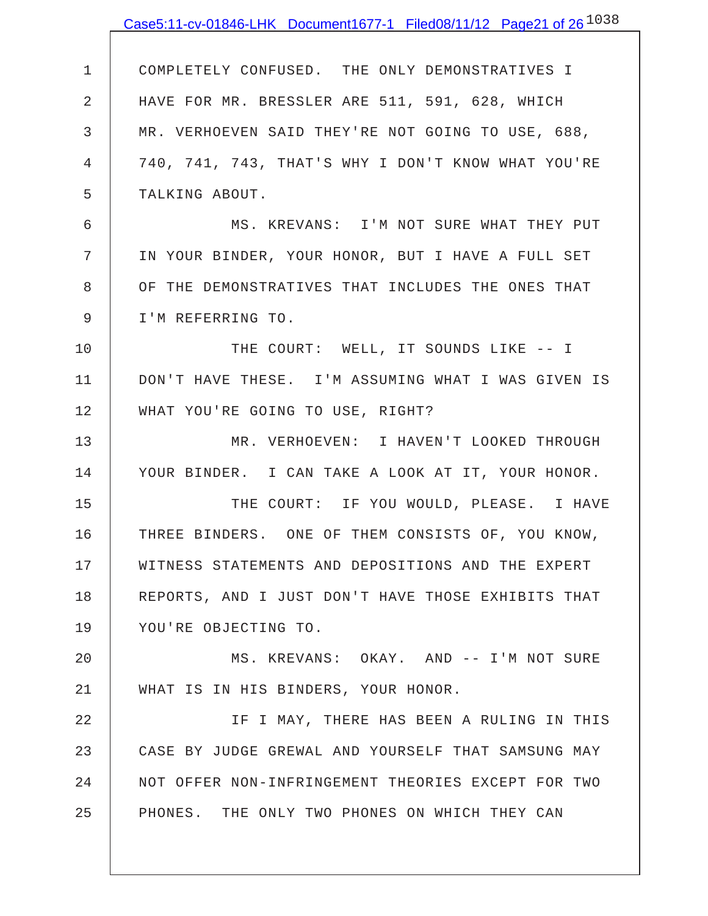COMPLETELY CONFUSED. THE ONLY DEMONSTRATIVES I HAVE FOR MR. BRESSLER ARE 511, 591, 628, WHICH MR. VERHOEVEN SAID THEY'RE NOT GOING TO USE, 688, 740, 741, 743, THAT'S WHY I DON'T KNOW WHAT YOU'RE TALKING ABOUT.

MS. KREVANS: I'M NOT SURE WHAT THEY PUT IN YOUR BINDER, YOUR HONOR, BUT I HAVE A FULL SET OF THE DEMONSTRATIVES THAT INCLUDES THE ONES THAT I'M REFERRING TO.

THE COURT: WELL, IT SOUNDS LIKE -- I DON'T HAVE THESE. I'M ASSUMING WHAT I WAS GIVEN IS WHAT YOU'RE GOING TO USE, RIGHT?

MR. VERHOEVEN: I HAVEN'T LOOKED THROUGH YOUR BINDER. I CAN TAKE A LOOK AT IT, YOUR HONOR.

THE COURT: IF YOU WOULD, PLEASE. I HAVE THREE BINDERS. ONE OF THEM CONSISTS OF, YOU KNOW, WITNESS STATEMENTS AND DEPOSITIONS AND THE EXPERT REPORTS, AND I JUST DON'T HAVE THOSE EXHIBITS THAT YOU'RE OBJECTING TO.

MS. KREVANS: OKAY. AND -- I'M NOT SURE WHAT IS IN HIS BINDERS, YOUR HONOR.

IF I MAY, THERE HAS BEEN A RULING IN THIS CASE BY JUDGE GREWAL AND YOURSELF THAT SAMSUNG MAY NOT OFFER NON-INFRINGEMENT THEORIES EXCEPT FOR TWO PHONES. THE ONLY TWO PHONES ON WHICH THEY CAN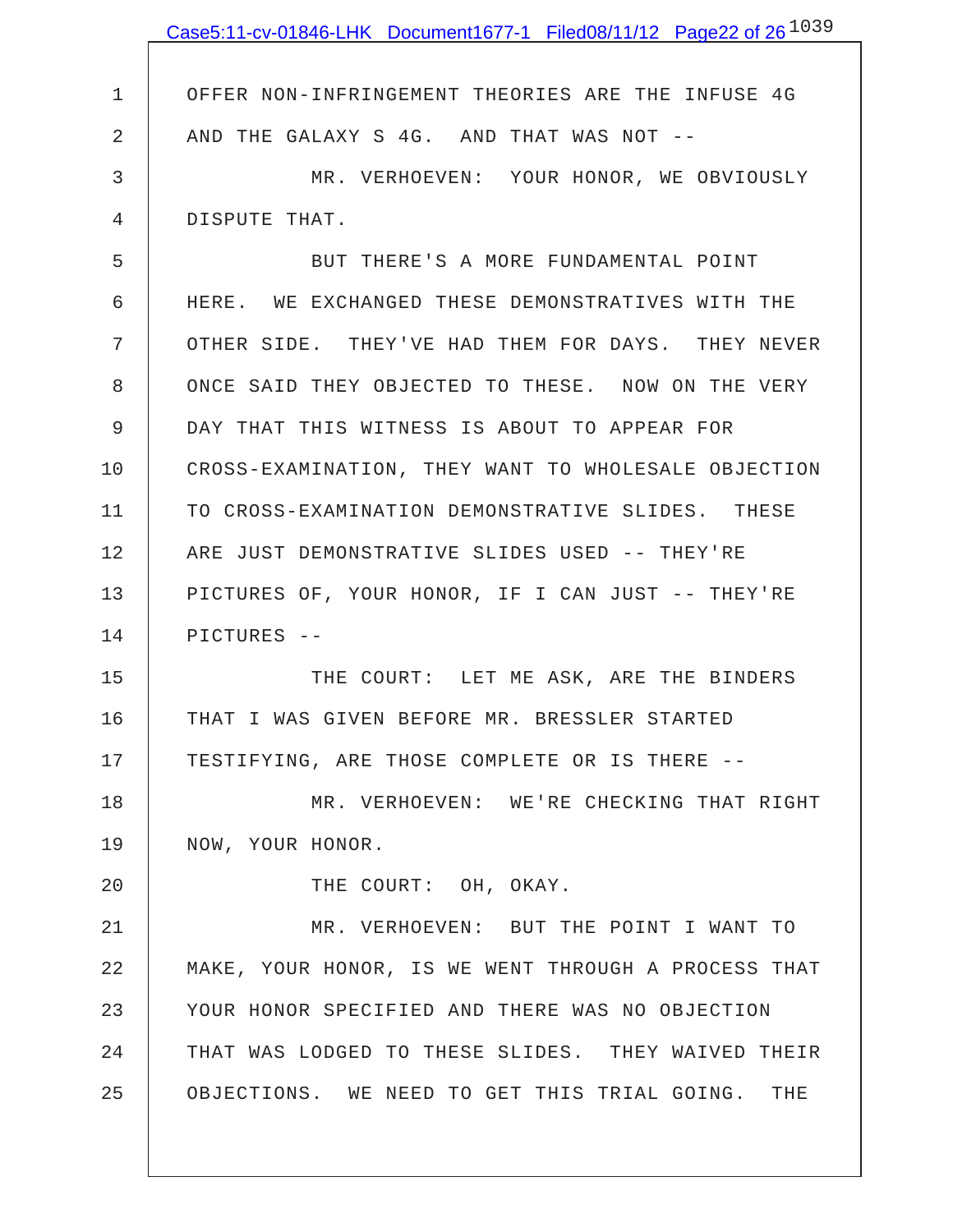1 OFFER NON-INFRINGEMENT THEORIES ARE THE INFUSE 4G
2 AND THE GALAXY S 4G. AND THAT WAS NOT --
3 MR. VERHOEVEN: YOUR HONOR, WE OBVIOUSLY
4 DISPUTE THAT.
5 BUT THERE'S A MORE FUNDAMENTAL POINT
6 HERE. WE EXCHANGED THESE DEMONSTRATIVES WITH THE
7 OTHER SIDE. THEY'VE HAD THEM FOR DAYS. THEY NEVER
8 ONCE SAID THEY OBJECTED TO THESE. NOW ON THE VERY
9 DAY THAT THIS WITNESS IS ABOUT TO APPEAR FOR
10 CROSS-EXAMINATION, THEY WANT TO WHOLESALE OBJECTION
11 TO CROSS-EXAMINATION DEMONSTRATIVE SLIDES. THESE
12 ARE JUST DEMONSTRATIVE SLIDES USED -- THEY'RE
13 PICTURES OF, YOUR HONOR, IF I CAN JUST -- THEY'RE
14 PICTURES --
15 THE COURT: LET ME ASK, ARE THE BINDERS
16 THAT I WAS GIVEN BEFORE MR. BRESSLER STARTED
17 TESTIFYING, ARE THOSE COMPLETE OR IS THERE --
18 MR. VERHOEVEN: WE'RE CHECKING THAT RIGHT
19 NOW, YOUR HONOR.
20 THE COURT: OH, OKAY.
21 MR. VERHOEVEN: BUT THE POINT I WANT TO
22 MAKE, YOUR HONOR, IS WE WENT THROUGH A PROCESS THAT
23 YOUR HONOR SPECIFIED AND THERE WAS NO OBJECTION
24 THAT WAS LODGED TO THESE SLIDES. THEY WAIVED THEIR
25 OBJECTIONS. WE NEED TO GET THIS TRIAL GOING. THE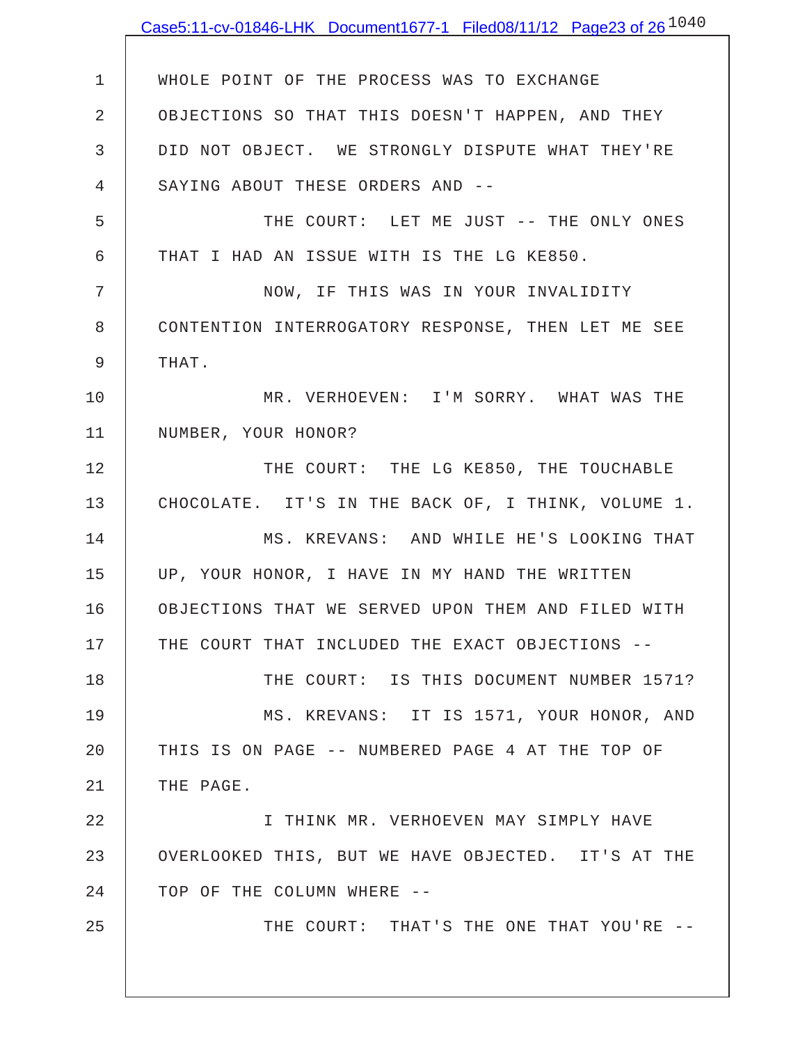WHOLE POINT OF THE PROCESS WAS TO EXCHANGE OBJECTIONS SO THAT THIS DOESN'T HAPPEN, AND THEY DID NOT OBJECT. WE STRONGLY DISPUTE WHAT THEY'RE SAYING ABOUT THESE ORDERS AND --

THE COURT: LET ME JUST -- THE ONLY ONES THAT I HAD AN ISSUE WITH IS THE LG KE850.

NOW, IF THIS WAS IN YOUR INVALIDITY CONTENTION INTERROGATORY RESPONSE, THEN LET ME SEE THAT.

MR. VERHOEVEN: I'M SORRY. WHAT WAS THE NUMBER, YOUR HONOR?

THE COURT: THE LG KE850, THE TOUCHABLE CHOCOLATE. IT'S IN THE BACK OF, I THINK, VOLUME 1.

MS. KREVANS: AND WHILE HE'S LOOKING THAT UP, YOUR HONOR, I HAVE IN MY HAND THE WRITTEN OBJECTIONS THAT WE SERVED UPON THEM AND FILED WITH THE COURT THAT INCLUDED THE EXACT OBJECTIONS --

THE COURT: IS THIS DOCUMENT NUMBER 1571?

MS. KREVANS: IT IS 1571, YOUR HONOR, AND THIS IS ON PAGE -- NUMBERED PAGE 4 AT THE TOP OF THE PAGE.

I THINK MR. VERHOEVEN MAY SIMPLY HAVE OVERLOOKED THIS, BUT WE HAVE OBJECTED. IT'S AT THE TOP OF THE COLUMN WHERE --

THE COURT: THAT'S THE ONE THAT YOU'RE --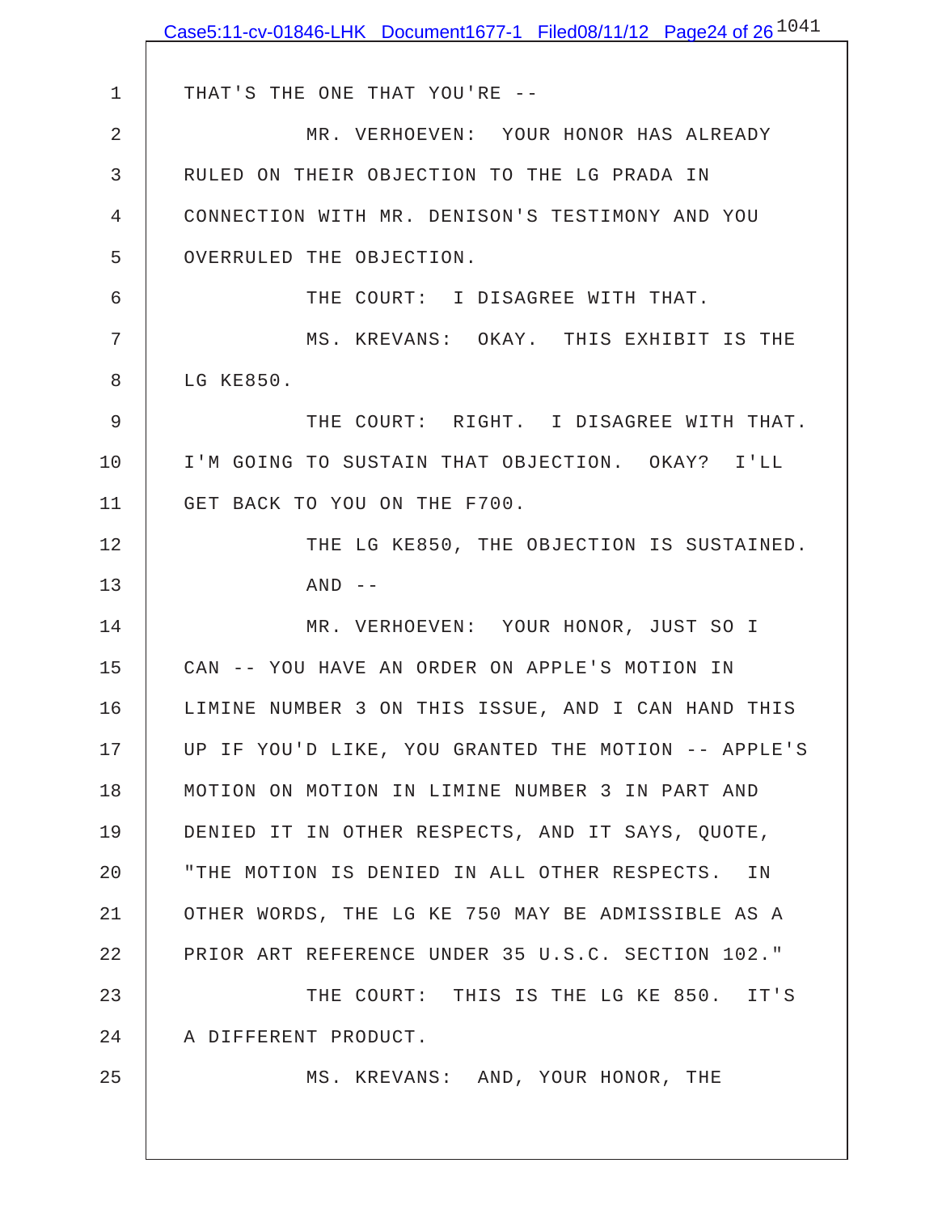1 THAT'S THE ONE THAT YOU'RE --

2 MR. VERHOEVEN: YOUR HONOR HAS ALREADY

3 RULED ON THEIR OBJECTION TO THE LG PRADA IN

4 CONNECTION WITH MR. DENISON'S TESTIMONY AND YOU

5 OVERRULED THE OBJECTION.

6 THE COURT: I DISAGREE WITH THAT.

7 MS. KREVANS: OKAY. THIS EXHIBIT IS THE

8 LG KE850.

9 THE COURT: RIGHT. I DISAGREE WITH THAT.

10 I'M GOING TO SUSTAIN THAT OBJECTION. OKAY? I'LL

11 GET BACK TO YOU ON THE F700.

12 THE LG KE850, THE OBJECTION IS SUSTAINED.

13 AND --

14 MR. VERHOEVEN: YOUR HONOR, JUST SO I

15 CAN -- YOU HAVE AN ORDER ON APPLE'S MOTION IN

16 LIMINE NUMBER 3 ON THIS ISSUE, AND I CAN HAND THIS

17 UP IF YOU'D LIKE, YOU GRANTED THE MOTION -- APPLE'S

18 MOTION ON MOTION IN LIMINE NUMBER 3 IN PART AND

19 DENIED IT IN OTHER RESPECTS, AND IT SAYS, QUOTE,

20 "THE MOTION IS DENIED IN ALL OTHER RESPECTS. IN

21 OTHER WORDS, THE LG KE 750 MAY BE ADMISSIBLE AS A

22 PRIOR ART REFERENCE UNDER 35 U.S.C. SECTION 102."

23 THE COURT: THIS IS THE LG KE 850. IT'S

24 A DIFFERENT PRODUCT.

25 MS. KREVANS: AND, YOUR HONOR, THE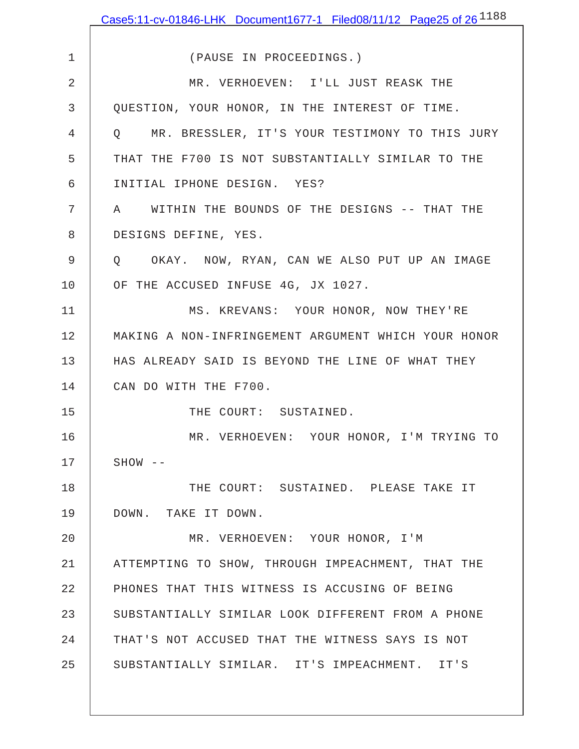(PAUSE IN PROCEEDINGS.)

MR. VERHOEVEN: I'LL JUST REASK THE QUESTION, YOUR HONOR, IN THE INTEREST OF TIME.

Q MR. BRESSLER, IT'S YOUR TESTIMONY TO THIS JURY THAT THE F700 IS NOT SUBSTANTIALLY SIMILAR TO THE INITIAL IPHONE DESIGN. YES?

A WITHIN THE BOUNDS OF THE DESIGNS -- THAT THE DESIGNS DEFINE, YES.

Q OKAY. NOW, RYAN, CAN WE ALSO PUT UP AN IMAGE OF THE ACCUSED INFUSE 4G, JX 1027.

MS. KREVANS: YOUR HONOR, NOW THEY'RE MAKING A NON-INFRINGEMENT ARGUMENT WHICH YOUR HONOR HAS ALREADY SAID IS BEYOND THE LINE OF WHAT THEY CAN DO WITH THE F700.

THE COURT: SUSTAINED.

MR. VERHOEVEN: YOUR HONOR, I'M TRYING TO SHOW --

THE COURT: SUSTAINED. PLEASE TAKE IT DOWN. TAKE IT DOWN.

MR. VERHOEVEN: YOUR HONOR, I'M ATTEMPTING TO SHOW, THROUGH IMPEACHMENT, THAT THE PHONES THAT THIS WITNESS IS ACCUSING OF BEING SUBSTANTIALLY SIMILAR LOOK DIFFERENT FROM A PHONE THAT'S NOT ACCUSED THAT THE WITNESS SAYS IS NOT SUBSTANTIALLY SIMILAR. IT'S IMPEACHMENT. IT'S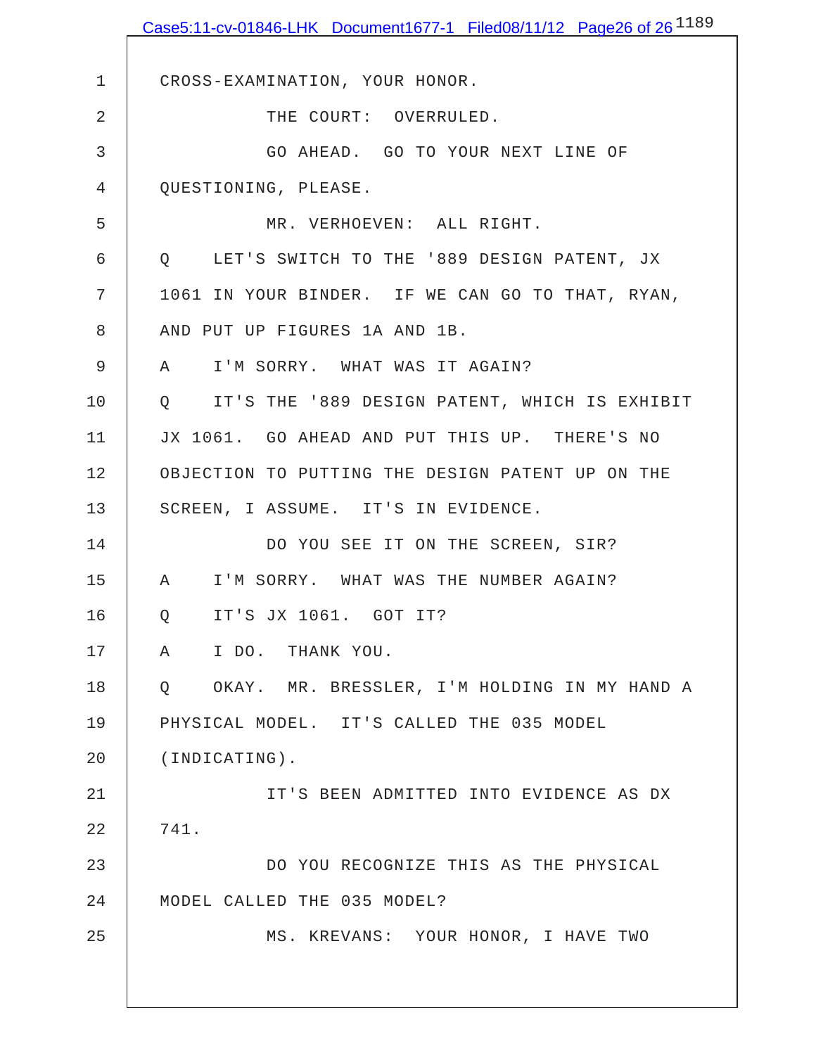CROSS-EXAMINATION, YOUR HONOR.

THE COURT: OVERRULED.

GO AHEAD. GO TO YOUR NEXT LINE OF QUESTIONING, PLEASE.

MR. VERHOEVEN: ALL RIGHT.

Q LET'S SWITCH TO THE '889 DESIGN PATENT, JX 1061 IN YOUR BINDER. IF WE CAN GO TO THAT, RYAN, AND PUT UP FIGURES 1A AND 1B.

A I'M SORRY. WHAT WAS IT AGAIN?

Q IT'S THE '889 DESIGN PATENT, WHICH IS EXHIBIT JX 1061. GO AHEAD AND PUT THIS UP. THERE'S NO OBJECTION TO PUTTING THE DESIGN PATENT UP ON THE SCREEN, I ASSUME. IT'S IN EVIDENCE.

DO YOU SEE IT ON THE SCREEN, SIR?

A I'M SORRY. WHAT WAS THE NUMBER AGAIN?

Q IT'S JX 1061. GOT IT?

A I DO. THANK YOU.

Q OKAY. MR. BRESSLER, I'M HOLDING IN MY HAND A PHYSICAL MODEL. IT'S CALLED THE 035 MODEL (INDICATING).

IT'S BEEN ADMITTED INTO EVIDENCE AS DX 741.

DO YOU RECOGNIZE THIS AS THE PHYSICAL MODEL CALLED THE 035 MODEL?

MS. KREVANS: YOUR HONOR, I HAVE TWO